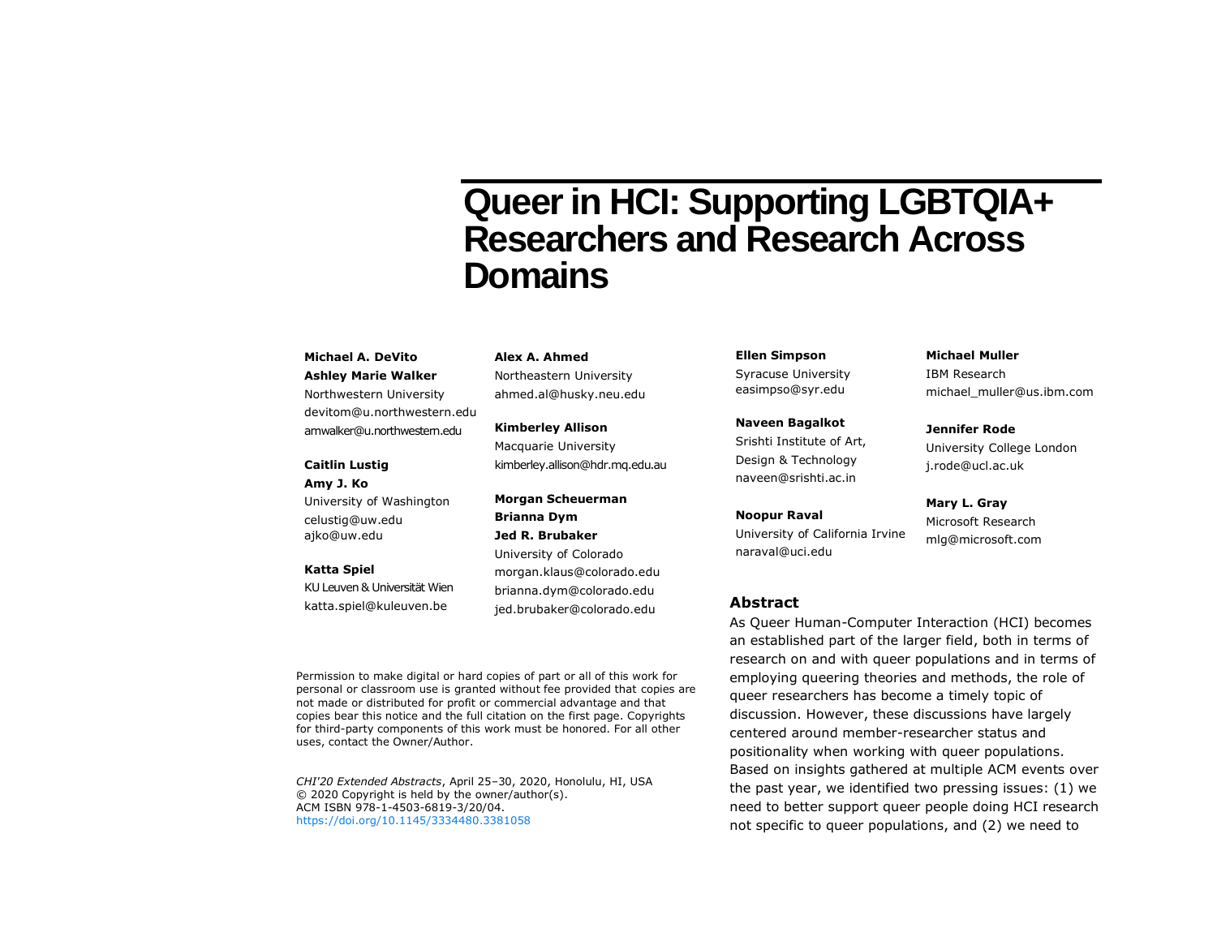# Queer in HCI: Supporting LGBTQIA+ Researchers and Research Across Domains

**Michael A. DeVito**
**Ashley Marie Walker**
Northwestern University
devitom@u.northwestern.edu
amwalker@u.northwestern.edu

**Caitlin Lustig**
**Amy J. Ko**
University of Washington
celustig@uw.edu
ajko@uw.edu

**Katta Spiel**
KU Leuven & Universität Wien
katta.spiel@kuleuven.be

**Alex A. Ahmed**
Northeastern University
ahmed.al@husky.neu.edu

**Kimberley Allison**
Macquarie University
kimberley.allison@hdr.mq.edu.au

**Morgan Scheuerman**
**Brianna Dym**
**Jed R. Brubaker**
University of Colorado
morgan.klaus@colorado.edu
brianna.dym@colorado.edu
jed.brubaker@colorado.edu

**Ellen Simpson**
Syracuse University
easimpso@syr.edu

**Naveen Bagalkot**
Srishti Institute of Art, Design & Technology
naveen@srishti.ac.in

**Noopur Raval**
University of California Irvine
naraval@uci.edu

**Michael Muller**
IBM Research
michael_muller@us.ibm.com

**Jennifer Rode**
University College London
j.rode@ucl.ac.uk

**Mary L. Gray**
Microsoft Research
mlg@microsoft.com

Permission to make digital or hard copies of part or all of this work for personal or classroom use is granted without fee provided that copies are not made or distributed for profit or commercial advantage and that copies bear this notice and the full citation on the first page. Copyrights for third-party components of this work must be honored. For all other uses, contact the Owner/Author.

*CHI'20 Extended Abstracts*, April 25–30, 2020, Honolulu, HI, USA
© 2020 Copyright is held by the owner/author(s).
ACM ISBN 978-1-4503-6819-3/20/04.
https://doi.org/10.1145/3334480.3381058

## Abstract

As Queer Human-Computer Interaction (HCI) becomes an established part of the larger field, both in terms of research on and with queer populations and in terms of employing queering theories and methods, the role of queer researchers has become a timely topic of discussion. However, these discussions have largely centered around member-researcher status and positionality when working with queer populations. Based on insights gathered at multiple ACM events over the past year, we identified two pressing issues: (1) we need to better support queer people doing HCI research not specific to queer populations, and (2) we need to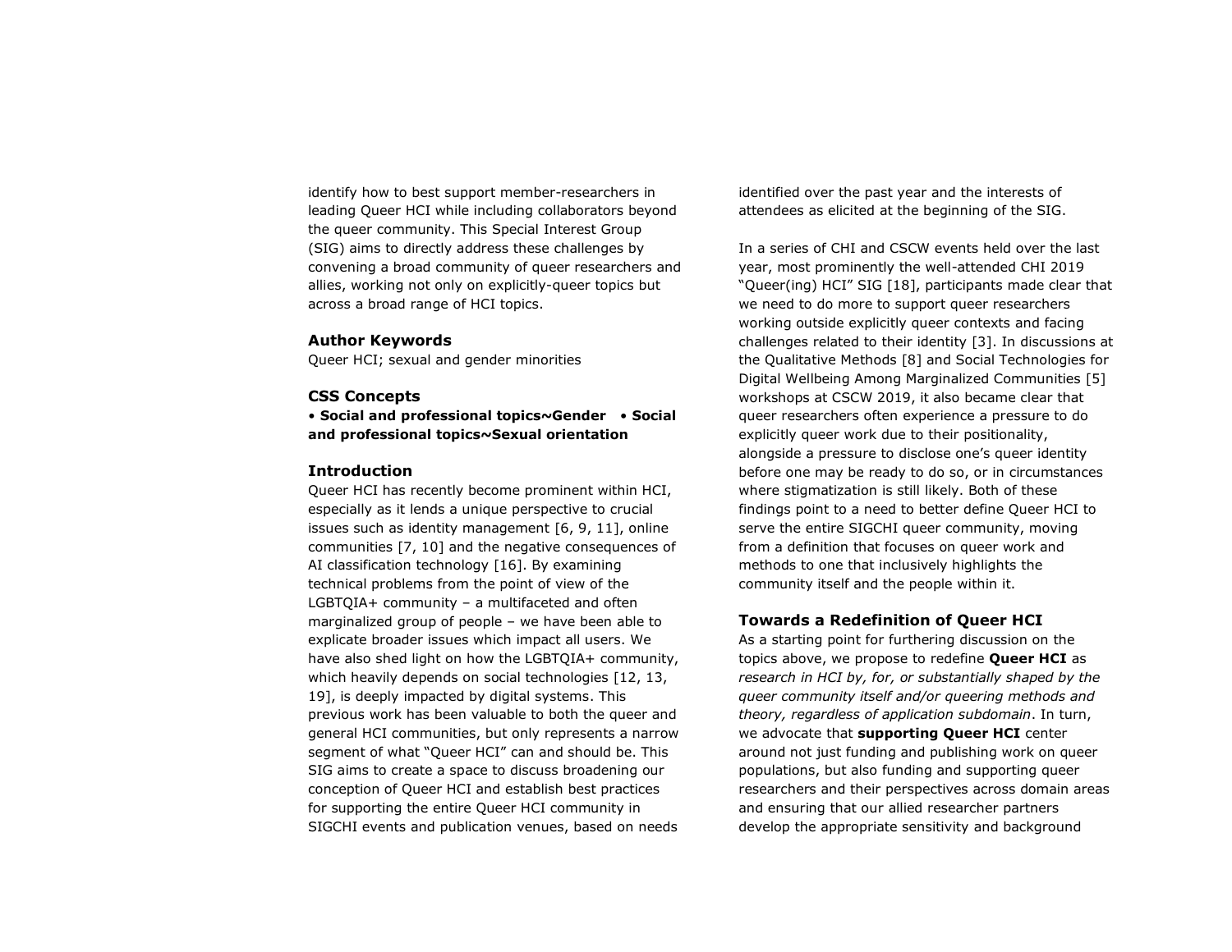identify how to best support member-researchers in leading Queer HCI while including collaborators beyond the queer community. This Special Interest Group (SIG) aims to directly address these challenges by convening a broad community of queer researchers and allies, working not only on explicitly-queer topics but across a broad range of HCI topics.

### Author Keywords

Queer HCI; sexual and gender minorities

### CSS Concepts

• **Social and professional topics~Gender** • **Social and professional topics~Sexual orientation**

### Introduction

Queer HCI has recently become prominent within HCI, especially as it lends a unique perspective to crucial issues such as identity management [6, 9, 11], online communities [7, 10] and the negative consequences of AI classification technology [16]. By examining technical problems from the point of view of the LGBTQIA+ community – a multifaceted and often marginalized group of people – we have been able to explicate broader issues which impact all users. We have also shed light on how the LGBTQIA+ community, which heavily depends on social technologies [12, 13, 19], is deeply impacted by digital systems. This previous work has been valuable to both the queer and general HCI communities, but only represents a narrow segment of what "Queer HCI" can and should be. This SIG aims to create a space to discuss broadening our conception of Queer HCI and establish best practices for supporting the entire Queer HCI community in SIGCHI events and publication venues, based on needs identified over the past year and the interests of attendees as elicited at the beginning of the SIG.

In a series of CHI and CSCW events held over the last year, most prominently the well-attended CHI 2019 "Queer(ing) HCI" SIG [18], participants made clear that we need to do more to support queer researchers working outside explicitly queer contexts and facing challenges related to their identity [3]. In discussions at the Qualitative Methods [8] and Social Technologies for Digital Wellbeing Among Marginalized Communities [5] workshops at CSCW 2019, it also became clear that queer researchers often experience a pressure to do explicitly queer work due to their positionality, alongside a pressure to disclose one's queer identity before one may be ready to do so, or in circumstances where stigmatization is still likely. Both of these findings point to a need to better define Queer HCI to serve the entire SIGCHI queer community, moving from a definition that focuses on queer work and methods to one that inclusively highlights the community itself and the people within it.

### Towards a Redefinition of Queer HCI

As a starting point for furthering discussion on the topics above, we propose to redefine **Queer HCI** as *research in HCI by, for, or substantially shaped by the queer community itself and/or queering methods and theory, regardless of application subdomain*. In turn, we advocate that **supporting Queer HCI** center around not just funding and publishing work on queer populations, but also funding and supporting queer researchers and their perspectives across domain areas and ensuring that our allied researcher partners develop the appropriate sensitivity and background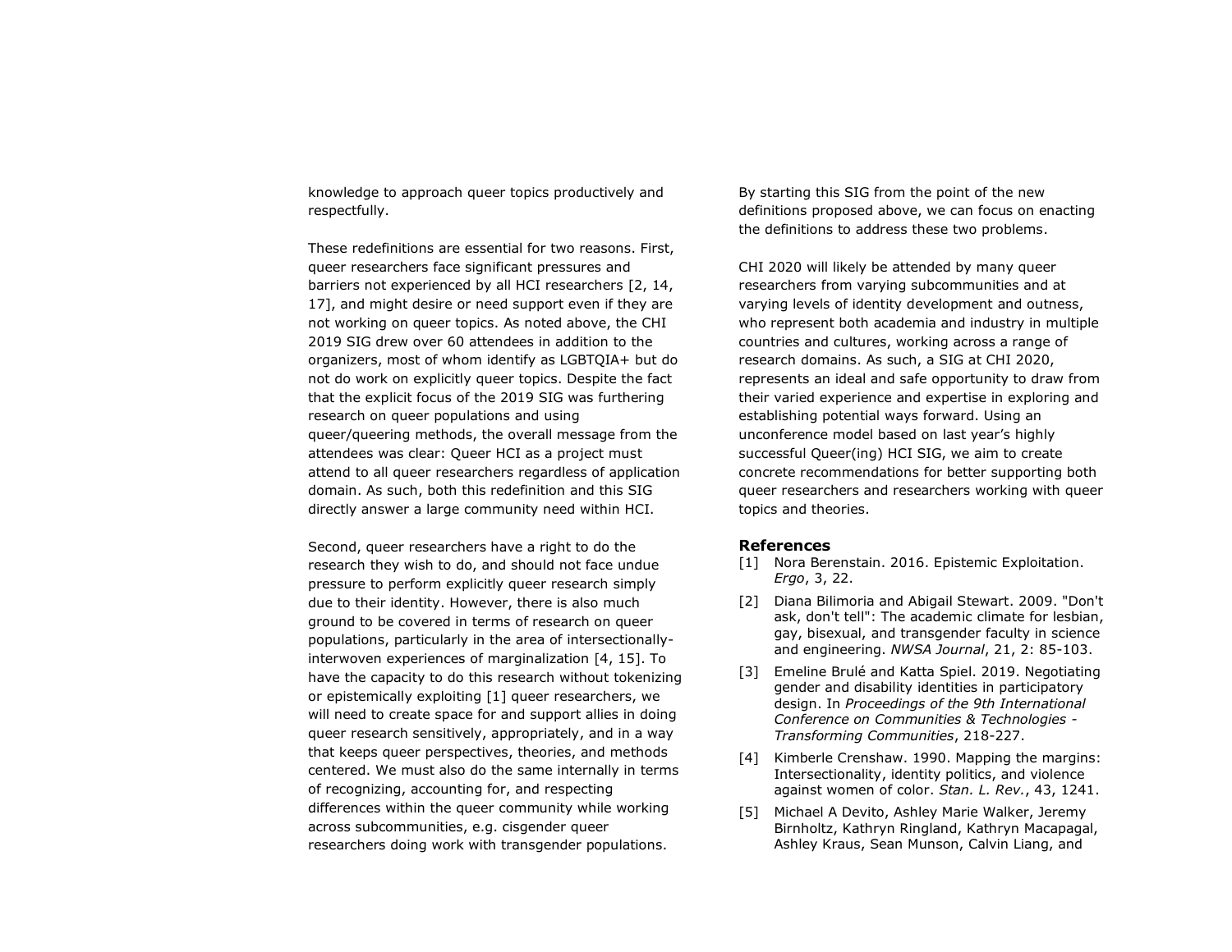knowledge to approach queer topics productively and respectfully.

These redefinitions are essential for two reasons. First, queer researchers face significant pressures and barriers not experienced by all HCI researchers [2, 14, 17], and might desire or need support even if they are not working on queer topics. As noted above, the CHI 2019 SIG drew over 60 attendees in addition to the organizers, most of whom identify as LGBTQIA+ but do not do work on explicitly queer topics. Despite the fact that the explicit focus of the 2019 SIG was furthering research on queer populations and using queer/queering methods, the overall message from the attendees was clear: Queer HCI as a project must attend to all queer researchers regardless of application domain. As such, both this redefinition and this SIG directly answer a large community need within HCI.

Second, queer researchers have a right to do the research they wish to do, and should not face undue pressure to perform explicitly queer research simply due to their identity. However, there is also much ground to be covered in terms of research on queer populations, particularly in the area of intersectionally-interwoven experiences of marginalization [4, 15]. To have the capacity to do this research without tokenizing or epistemically exploiting [1] queer researchers, we will need to create space for and support allies in doing queer research sensitively, appropriately, and in a way that keeps queer perspectives, theories, and methods centered. We must also do the same internally in terms of recognizing, accounting for, and respecting differences within the queer community while working across subcommunities, e.g. cisgender queer researchers doing work with transgender populations.

By starting this SIG from the point of the new definitions proposed above, we can focus on enacting the definitions to address these two problems.

CHI 2020 will likely be attended by many queer researchers from varying subcommunities and at varying levels of identity development and outness, who represent both academia and industry in multiple countries and cultures, working across a range of research domains. As such, a SIG at CHI 2020, represents an ideal and safe opportunity to draw from their varied experience and expertise in exploring and establishing potential ways forward. Using an unconference model based on last year's highly successful Queer(ing) HCI SIG, we aim to create concrete recommendations for better supporting both queer researchers and researchers working with queer topics and theories.

## References

[1] Nora Berenstain. 2016. Epistemic Exploitation. *Ergo*, 3, 22.

[2] Diana Bilimoria and Abigail Stewart. 2009. "Don't ask, don't tell": The academic climate for lesbian, gay, bisexual, and transgender faculty in science and engineering. *NWSA Journal*, 21, 2: 85-103.

[3] Emeline Brulé and Katta Spiel. 2019. Negotiating gender and disability identities in participatory design. In *Proceedings of the 9th International Conference on Communities & Technologies - Transforming Communities*, 218-227.

[4] Kimberle Crenshaw. 1990. Mapping the margins: Intersectionality, identity politics, and violence against women of color. *Stan. L. Rev.*, 43, 1241.

[5] Michael A Devito, Ashley Marie Walker, Jeremy Birnholtz, Kathryn Ringland, Kathryn Macapagal, Ashley Kraus, Sean Munson, Calvin Liang, and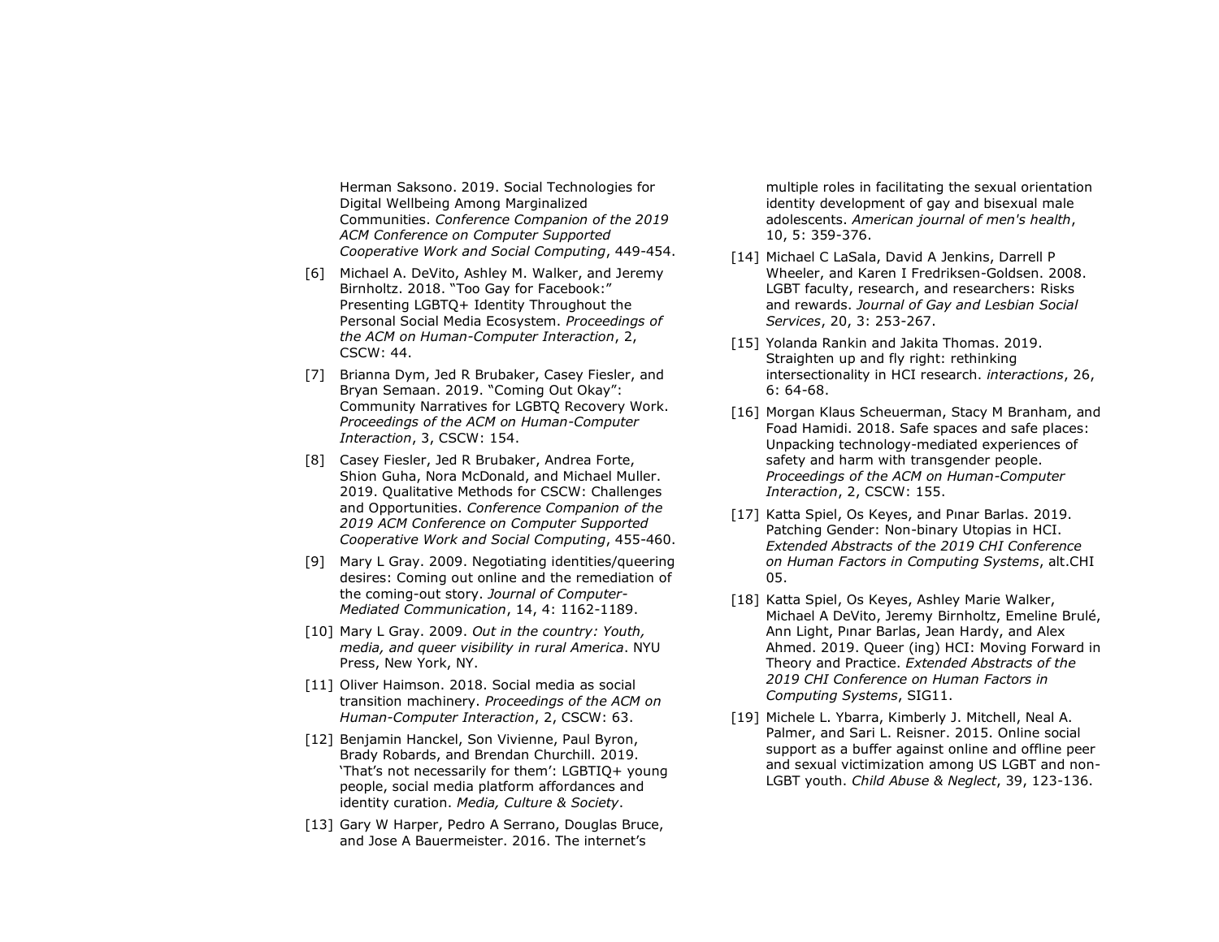Herman Saksono. 2019. Social Technologies for Digital Wellbeing Among Marginalized Communities. *Conference Companion of the 2019 ACM Conference on Computer Supported Cooperative Work and Social Computing*, 449-454.

[6] Michael A. DeVito, Ashley M. Walker, and Jeremy Birnholtz. 2018. "Too Gay for Facebook:" Presenting LGBTQ+ Identity Throughout the Personal Social Media Ecosystem. *Proceedings of the ACM on Human-Computer Interaction*, 2, CSCW: 44.

[7] Brianna Dym, Jed R Brubaker, Casey Fiesler, and Bryan Semaan. 2019. "Coming Out Okay": Community Narratives for LGBTQ Recovery Work. *Proceedings of the ACM on Human-Computer Interaction*, 3, CSCW: 154.

[8] Casey Fiesler, Jed R Brubaker, Andrea Forte, Shion Guha, Nora McDonald, and Michael Muller. 2019. Qualitative Methods for CSCW: Challenges and Opportunities. *Conference Companion of the 2019 ACM Conference on Computer Supported Cooperative Work and Social Computing*, 455-460.

[9] Mary L Gray. 2009. Negotiating identities/queering desires: Coming out online and the remediation of the coming-out story. *Journal of Computer-Mediated Communication*, 14, 4: 1162-1189.

[10] Mary L Gray. 2009. *Out in the country: Youth, media, and queer visibility in rural America*. NYU Press, New York, NY.

[11] Oliver Haimson. 2018. Social media as social transition machinery. *Proceedings of the ACM on Human-Computer Interaction*, 2, CSCW: 63.

[12] Benjamin Hanckel, Son Vivienne, Paul Byron, Brady Robards, and Brendan Churchill. 2019. 'That's not necessarily for them': LGBTIQ+ young people, social media platform affordances and identity curation. *Media, Culture & Society*.

[13] Gary W Harper, Pedro A Serrano, Douglas Bruce, and Jose A Bauermeister. 2016. The internet's multiple roles in facilitating the sexual orientation identity development of gay and bisexual male adolescents. *American journal of men's health*, 10, 5: 359-376.

[14] Michael C LaSala, David A Jenkins, Darrell P Wheeler, and Karen I Fredriksen-Goldsen. 2008. LGBT faculty, research, and researchers: Risks and rewards. *Journal of Gay and Lesbian Social Services*, 20, 3: 253-267.

[15] Yolanda Rankin and Jakita Thomas. 2019. Straighten up and fly right: rethinking intersectionality in HCI research. *interactions*, 26, 6: 64-68.

[16] Morgan Klaus Scheuerman, Stacy M Branham, and Foad Hamidi. 2018. Safe spaces and safe places: Unpacking technology-mediated experiences of safety and harm with transgender people. *Proceedings of the ACM on Human-Computer Interaction*, 2, CSCW: 155.

[17] Katta Spiel, Os Keyes, and Pınar Barlas. 2019. Patching Gender: Non-binary Utopias in HCI. *Extended Abstracts of the 2019 CHI Conference on Human Factors in Computing Systems*, alt.CHI 05.

[18] Katta Spiel, Os Keyes, Ashley Marie Walker, Michael A DeVito, Jeremy Birnholtz, Emeline Brulé, Ann Light, Pınar Barlas, Jean Hardy, and Alex Ahmed. 2019. Queer (ing) HCI: Moving Forward in Theory and Practice. *Extended Abstracts of the 2019 CHI Conference on Human Factors in Computing Systems*, SIG11.

[19] Michele L. Ybarra, Kimberly J. Mitchell, Neal A. Palmer, and Sari L. Reisner. 2015. Online social support as a buffer against online and offline peer and sexual victimization among US LGBT and non-LGBT youth. *Child Abuse & Neglect*, 39, 123-136.